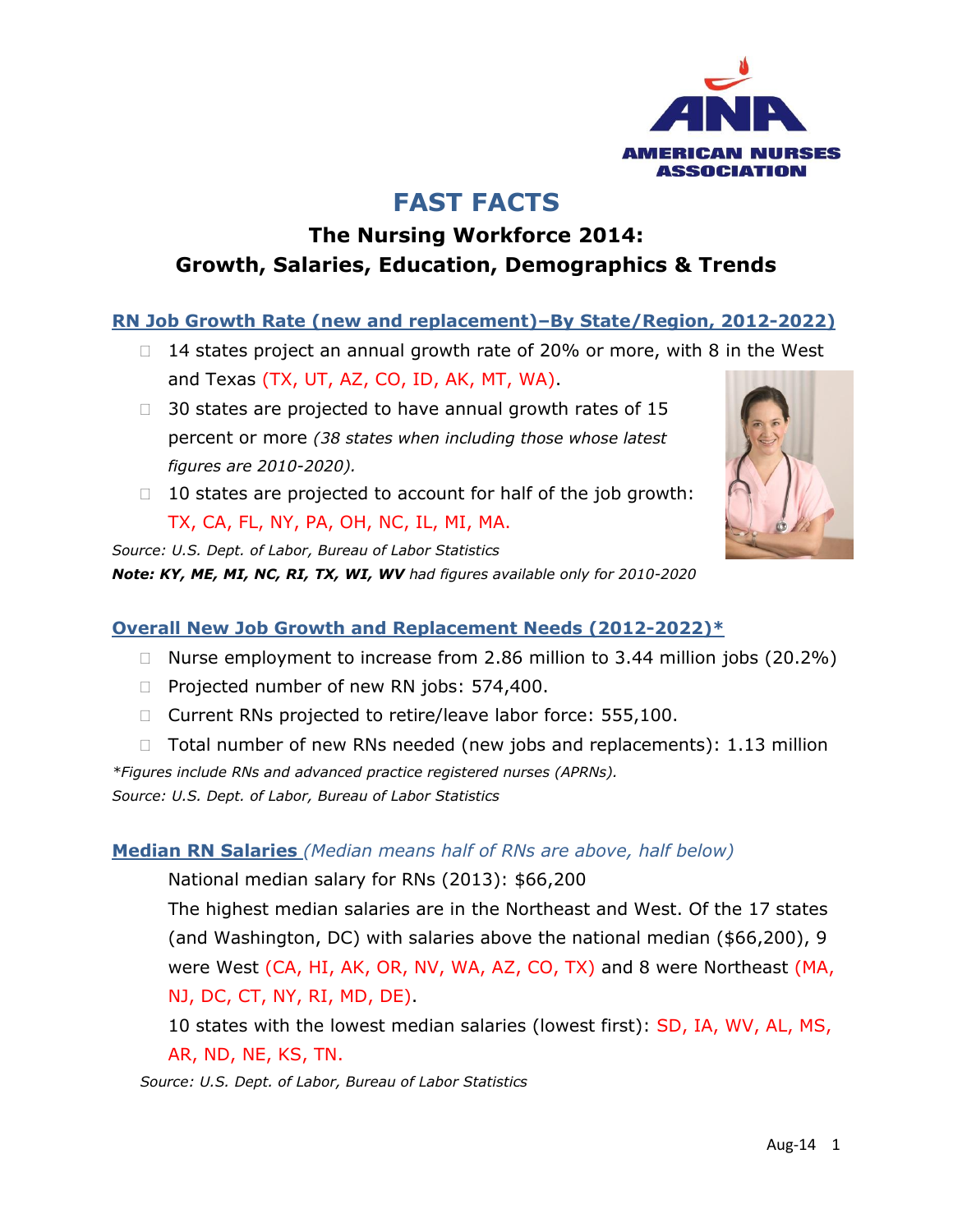# FAST FACTS

## The Nursing Workforce 2014: Growth, Salaries, Education, Demographics & Trends

### RN Job Growth Rate (new and replacement)–By State/Region, 2012-2022)

- 14 states project an annual growth rate of 20% or more, with 8 in the West and Texas (TX, UT, AZ, CO, ID, AK, MT, WA).
- 30 states are projected to have annual growth rates of 15 percent or more *(38 states when including those whose latest figures are 2010-2020).*
- 10 states are projected to account for half of the job growth: TX, CA, FL, NY, PA, OH, NC, IL, MI, MA.

*Source: U.S. Dept. of Labor, Bureau of Labor Statistics*

***Note: KY, ME, MI, NC, RI, TX, WI, WV*** *had figures available only for 2010-2020*

### Overall New Job Growth and Replacement Needs (2012-2022)*

- Nurse employment to increase from 2.86 million to 3.44 million jobs (20.2%)
- Projected number of new RN jobs: 574,400.
- Current RNs projected to retire/leave labor force: 555,100.
- Total number of new RNs needed (new jobs and replacements): 1.13 million

*\*Figures include RNs and advanced practice registered nurses (APRNs).*

*Source: U.S. Dept. of Labor, Bureau of Labor Statistics*

### Median RN Salaries *(Median means half of RNs are above, half below)*

National median salary for RNs (2013): $66,200

The highest median salaries are in the Northeast and West. Of the 17 states (and Washington, DC) with salaries above the national median ($66,200), 9 were West (CA, HI, AK, OR, NV, WA, AZ, CO, TX) and 8 were Northeast (MA, NJ, DC, CT, NY, RI, MD, DE).

10 states with the lowest median salaries (lowest first): SD, IA, WV, AL, MS, AR, ND, NE, KS, TN.

*Source: U.S. Dept. of Labor, Bureau of Labor Statistics*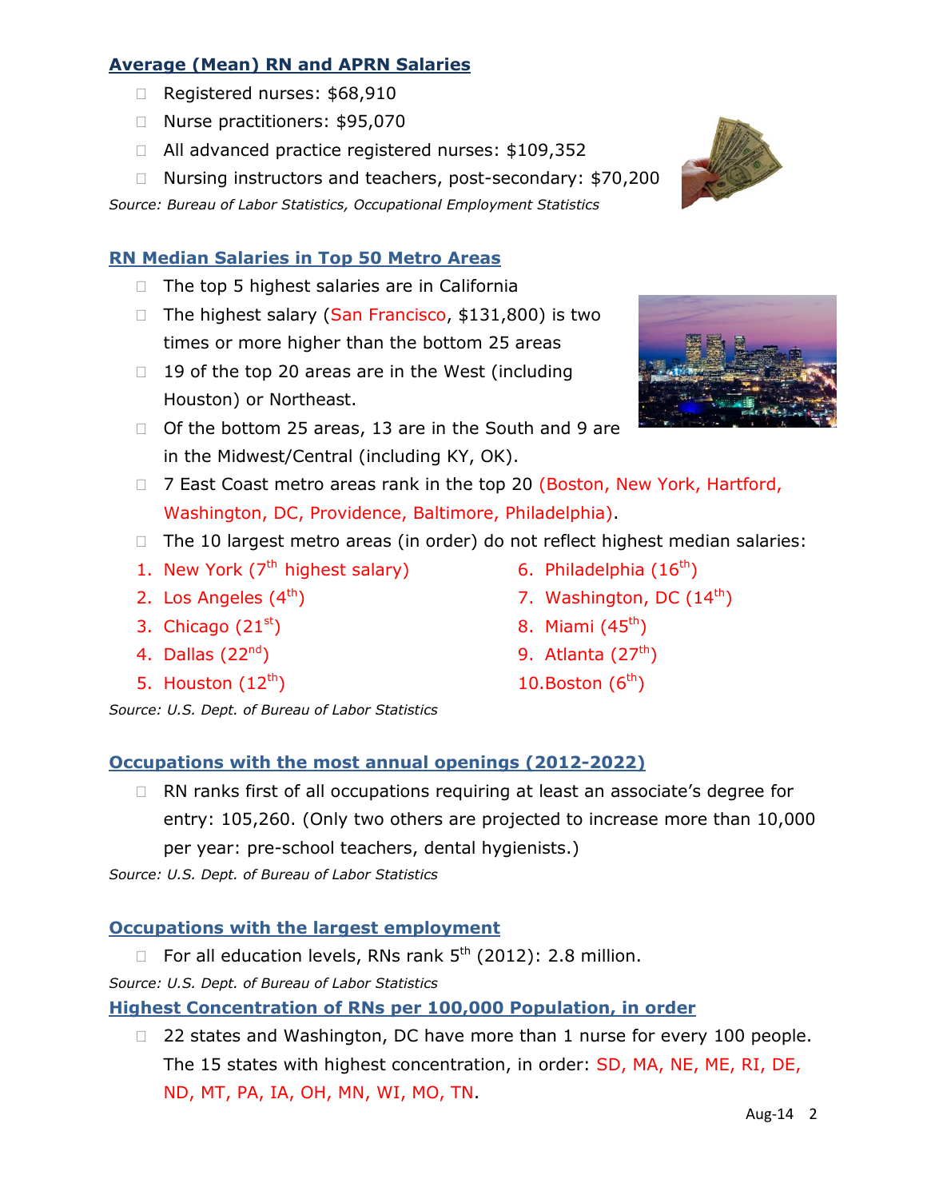## Average (Mean) RN and APRN Salaries

- Registered nurses: $68,910
- Nurse practitioners: $95,070
- All advanced practice registered nurses: $109,352
- Nursing instructors and teachers, post-secondary: $70,200

*Source: Bureau of Labor Statistics, Occupational Employment Statistics*

## RN Median Salaries in Top 50 Metro Areas

- The top 5 highest salaries are in California
- The highest salary (San Francisco, $131,800) is two times or more higher than the bottom 25 areas
- 19 of the top 20 areas are in the West (including Houston) or Northeast.
- Of the bottom 25 areas, 13 are in the South and 9 are in the Midwest/Central (including KY, OK).
- 7 East Coast metro areas rank in the top 20 (Boston, New York, Hartford, Washington, DC, Providence, Baltimore, Philadelphia).
- The 10 largest metro areas (in order) do not reflect highest median salaries:

1. New York (7th highest salary)
2. Los Angeles (4th)
3. Chicago (21st)
4. Dallas (22nd)
5. Houston (12th)
6. Philadelphia (16th)
7. Washington, DC (14th)
8. Miami (45th)
9. Atlanta (27th)
10. Boston (6th)

*Source: U.S. Dept. of Bureau of Labor Statistics*

## Occupations with the most annual openings (2012-2022)

- RN ranks first of all occupations requiring at least an associate's degree for entry: 105,260. (Only two others are projected to increase more than 10,000 per year: pre-school teachers, dental hygienists.)

*Source: U.S. Dept. of Bureau of Labor Statistics*

## Occupations with the largest employment

- For all education levels, RNs rank 5th (2012): 2.8 million.

*Source: U.S. Dept. of Bureau of Labor Statistics*

## Highest Concentration of RNs per 100,000 Population, in order

- 22 states and Washington, DC have more than 1 nurse for every 100 people. The 15 states with highest concentration, in order: SD, MA, NE, ME, RI, DE, ND, MT, PA, IA, OH, MN, WI, MO, TN.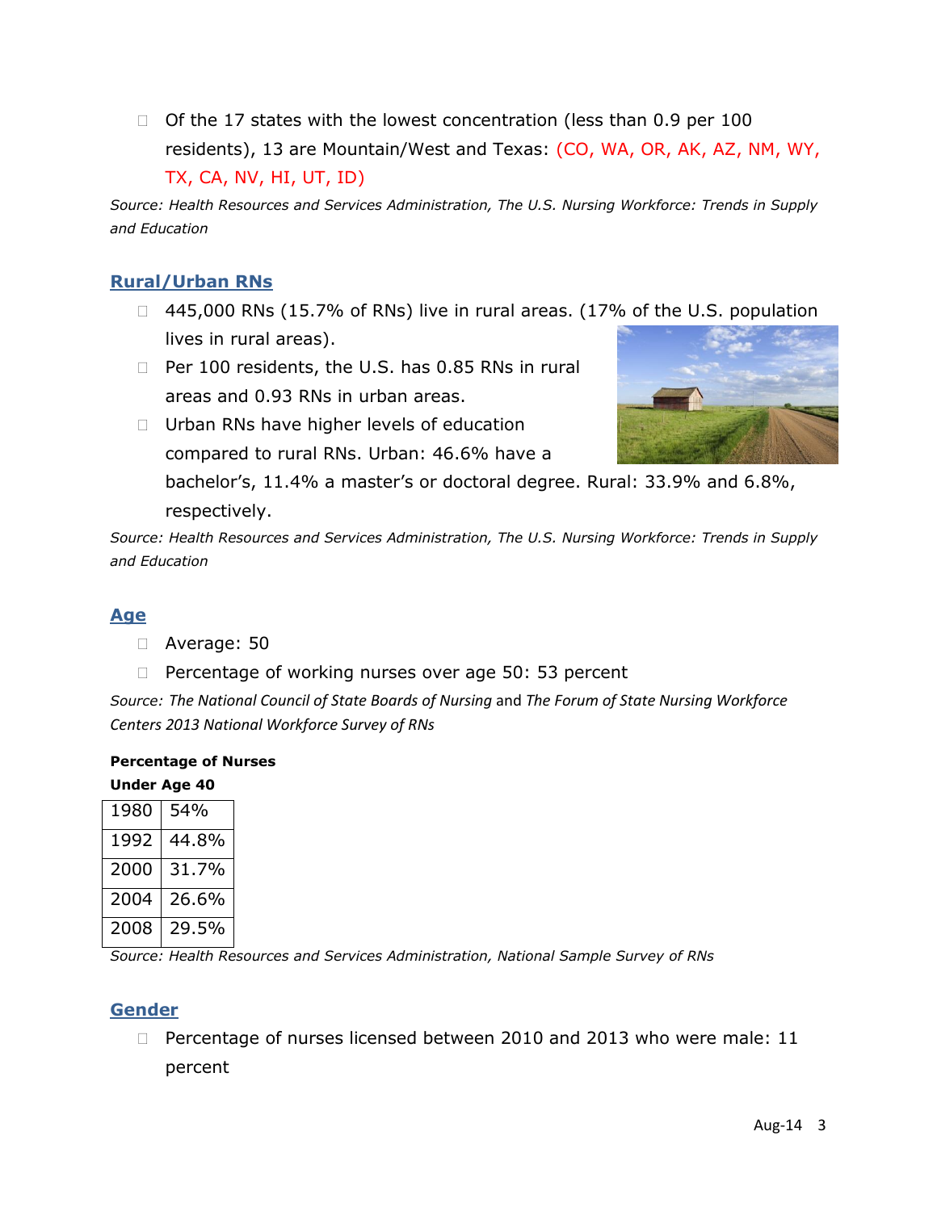- Of the 17 states with the lowest concentration (less than 0.9 per 100 residents), 13 are Mountain/West and Texas: (CO, WA, OR, AK, AZ, NM, WY, TX, CA, NV, HI, UT, ID)

*Source: Health Resources and Services Administration, The U.S. Nursing Workforce: Trends in Supply and Education*

## Rural/Urban RNs

- 445,000 RNs (15.7% of RNs) live in rural areas. (17% of the U.S. population lives in rural areas).
- Per 100 residents, the U.S. has 0.85 RNs in rural areas and 0.93 RNs in urban areas.
- Urban RNs have higher levels of education compared to rural RNs. Urban: 46.6% have a bachelor's, 11.4% a master's or doctoral degree. Rural: 33.9% and 6.8%, respectively.

*Source: Health Resources and Services Administration, The U.S. Nursing Workforce: Trends in Supply and Education*

## Age

- Average: 50
- Percentage of working nurses over age 50: 53 percent

*Source: The National Council of State Boards of Nursing* and *The Forum of State Nursing Workforce Centers 2013 National Workforce Survey of RNs*

**Percentage of Nurses Under Age 40**

| Year | Percentage |
|---|---|
| 1980 | 54% |
| 1992 | 44.8% |
| 2000 | 31.7% |
| 2004 | 26.6% |
| 2008 | 29.5% |

*Source: Health Resources and Services Administration, National Sample Survey of RNs*

## Gender

- Percentage of nurses licensed between 2010 and 2013 who were male: 11 percent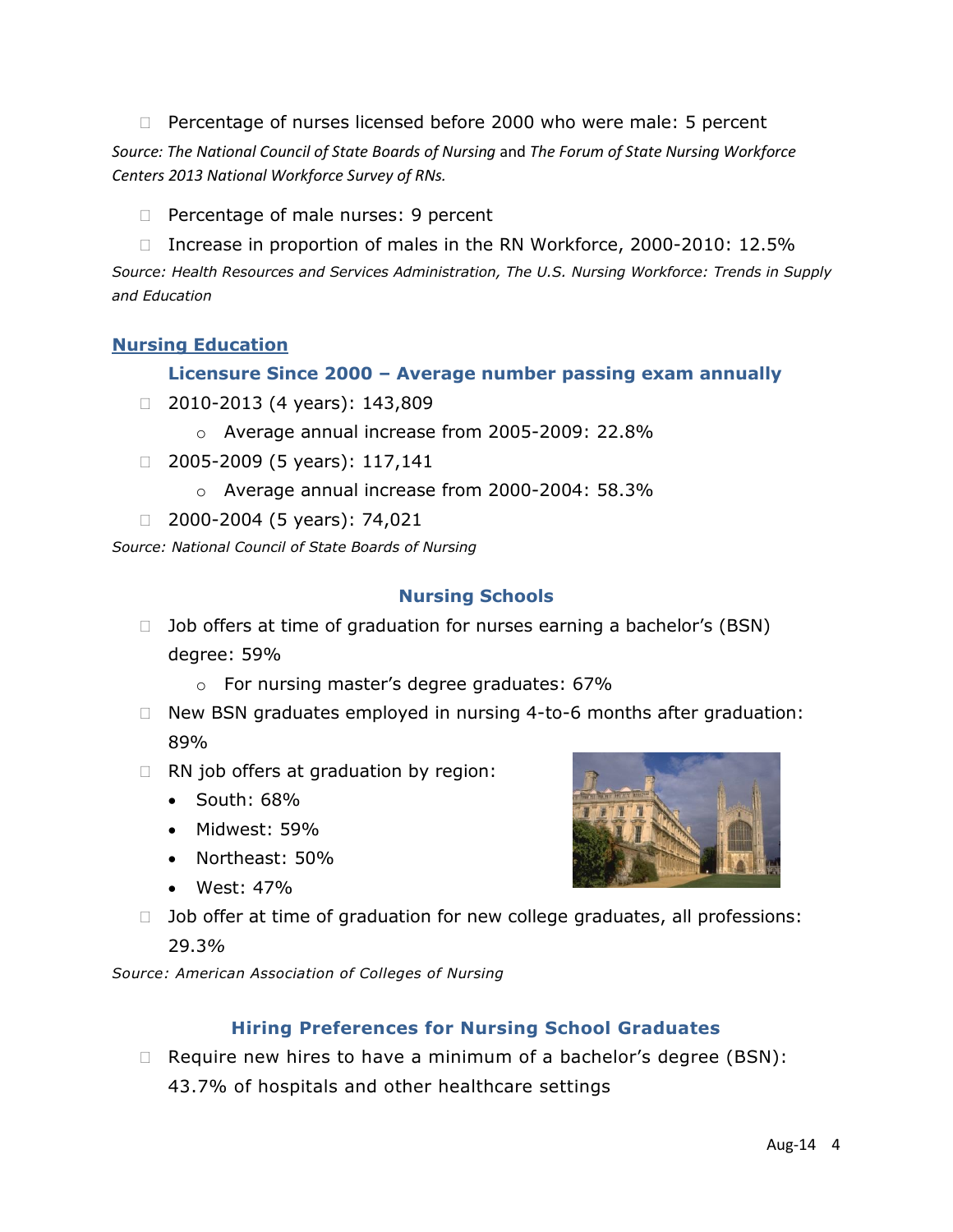- Percentage of nurses licensed before 2000 who were male: 5 percent

*Source: The National Council of State Boards of Nursing* and *The Forum of State Nursing Workforce Centers 2013 National Workforce Survey of RNs.*

- Percentage of male nurses: 9 percent
- Increase in proportion of males in the RN Workforce, 2000-2010: 12.5%

*Source: Health Resources and Services Administration, The U.S. Nursing Workforce: Trends in Supply and Education*

## Nursing Education

### Licensure Since 2000 – Average number passing exam annually

- 2010-2013 (4 years): 143,809
  - Average annual increase from 2005-2009: 22.8%
- 2005-2009 (5 years): 117,141
  - Average annual increase from 2000-2004: 58.3%
- 2000-2004 (5 years): 74,021

*Source: National Council of State Boards of Nursing*

### Nursing Schools

- Job offers at time of graduation for nurses earning a bachelor's (BSN) degree: 59%
  - For nursing master's degree graduates: 67%
- New BSN graduates employed in nursing 4-to-6 months after graduation: 89%
- RN job offers at graduation by region:
  - South: 68%
  - Midwest: 59%
  - Northeast: 50%
  - West: 47%
- Job offer at time of graduation for new college graduates, all professions: 29.3%

*Source: American Association of Colleges of Nursing*

### Hiring Preferences for Nursing School Graduates

- Require new hires to have a minimum of a bachelor's degree (BSN): 43.7% of hospitals and other healthcare settings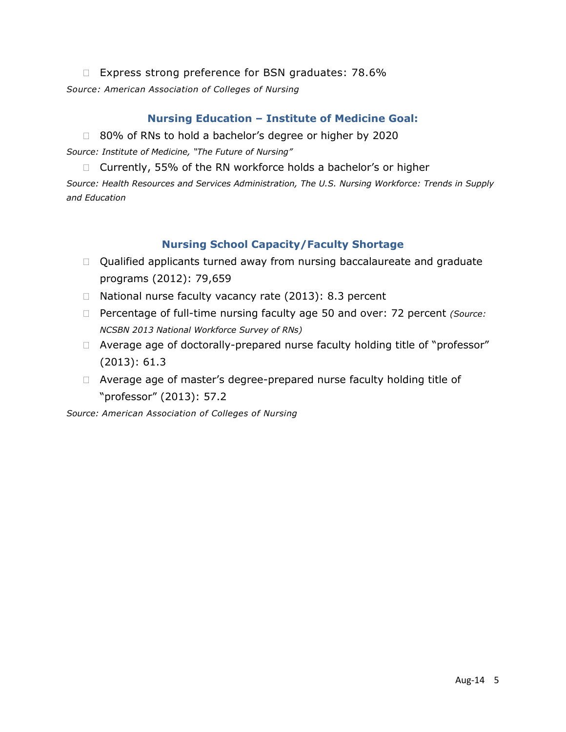- Express strong preference for BSN graduates: 78.6%

*Source: American Association of Colleges of Nursing*

### Nursing Education – Institute of Medicine Goal:

- 80% of RNs to hold a bachelor's degree or higher by 2020

*Source: Institute of Medicine, "The Future of Nursing"*

- Currently, 55% of the RN workforce holds a bachelor's or higher

*Source: Health Resources and Services Administration, The U.S. Nursing Workforce: Trends in Supply and Education*

### Nursing School Capacity/Faculty Shortage

- Qualified applicants turned away from nursing baccalaureate and graduate programs (2012): 79,659
- National nurse faculty vacancy rate (2013): 8.3 percent
- Percentage of full-time nursing faculty age 50 and over: 72 percent *(Source: NCSBN 2013 National Workforce Survey of RNs)*
- Average age of doctorally-prepared nurse faculty holding title of "professor" (2013): 61.3
- Average age of master's degree-prepared nurse faculty holding title of "professor" (2013): 57.2

*Source: American Association of Colleges of Nursing*

Aug-14